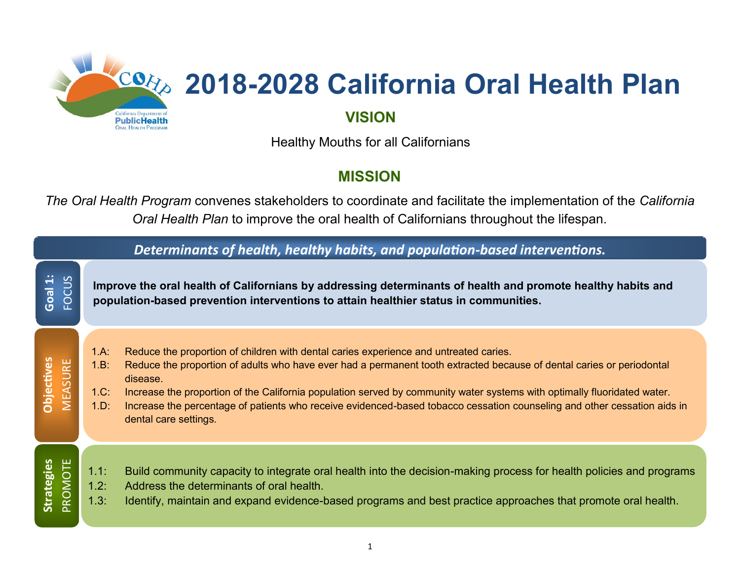# 2018-2028 California Oral Health Plan

## VISION

Healthy Mouths for all Californians

## MISSION

*The Oral Health Program* convenes stakeholders to coordinate and facilitate the implementation of the *California Oral Health Plan* to improve the oral health of Californians throughout the lifespan.

### *Determinants of health, healthy habits, and population-based interventions.*

**Goal 1: FOCUS**

**Improve the oral health of Californians by addressing determinants of health and promote healthy habits and population-based prevention interventions to attain healthier status in communities.**

**Objectives MEASURE**

1.A: Reduce the proportion of children with dental caries experience and untreated caries.
1.B: Reduce the proportion of adults who have ever had a permanent tooth extracted because of dental caries or periodontal disease.
1.C: Increase the proportion of the California population served by community water systems with optimally fluoridated water.
1.D: Increase the percentage of patients who receive evidenced-based tobacco cessation counseling and other cessation aids in dental care settings.

**Strategies PROMOTE**

1.1: Build community capacity to integrate oral health into the decision-making process for health policies and programs
1.2: Address the determinants of oral health.
1.3: Identify, maintain and expand evidence-based programs and best practice approaches that promote oral health.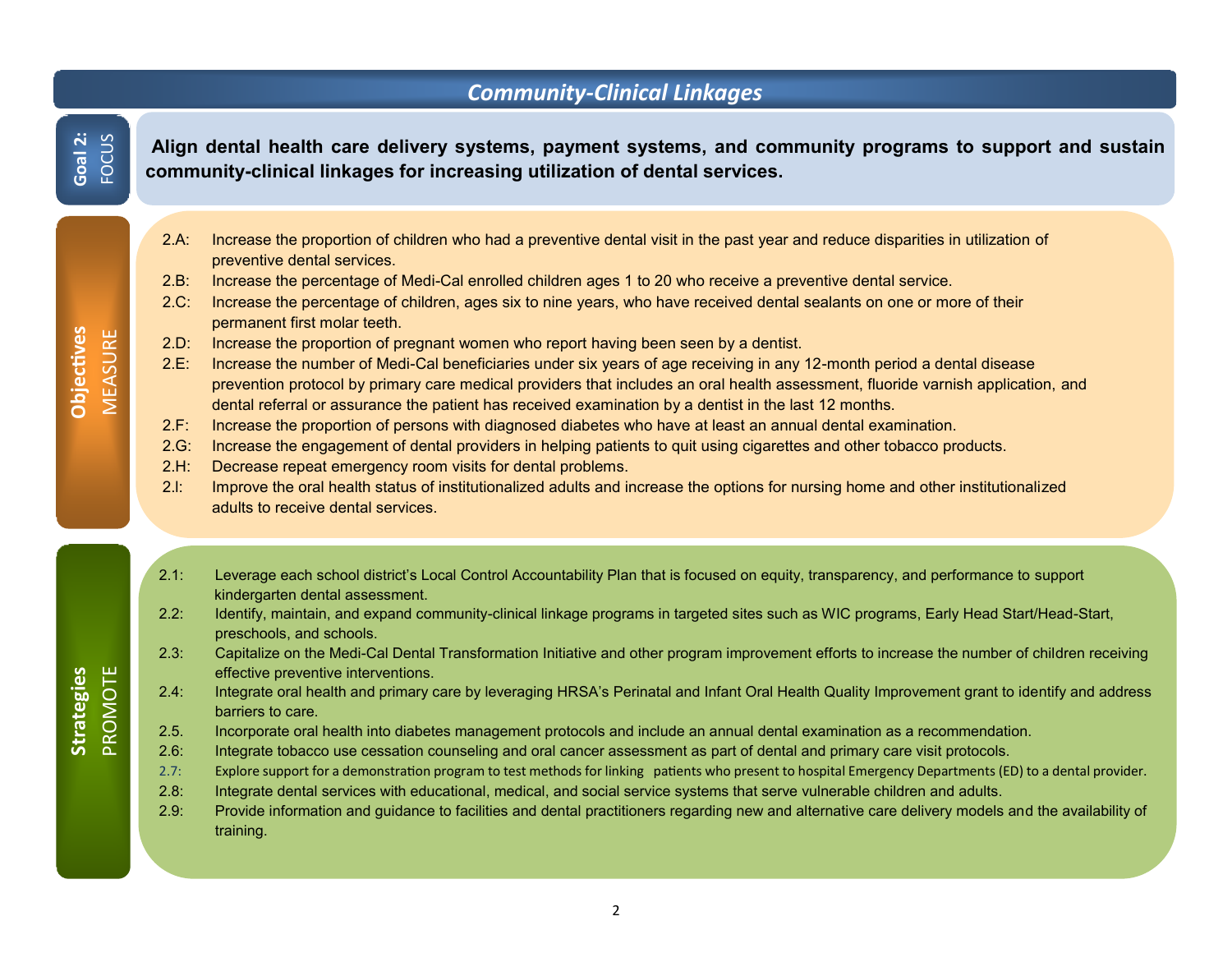# *Community-Clinical Linkages*

## Goal 2: FOCUS

**Align dental health care delivery systems, payment systems, and community programs to support and sustain community-clinical linkages for increasing utilization of dental services.**

## Objectives MEASURE

- 2.A: Increase the proportion of children who had a preventive dental visit in the past year and reduce disparities in utilization of preventive dental services.
- 2.B: Increase the percentage of Medi-Cal enrolled children ages 1 to 20 who receive a preventive dental service.
- 2.C: Increase the percentage of children, ages six to nine years, who have received dental sealants on one or more of their permanent first molar teeth.
- 2.D: Increase the proportion of pregnant women who report having been seen by a dentist.
- 2.E: Increase the number of Medi-Cal beneficiaries under six years of age receiving in any 12-month period a dental disease prevention protocol by primary care medical providers that includes an oral health assessment, fluoride varnish application, and dental referral or assurance the patient has received examination by a dentist in the last 12 months.
- 2.F: Increase the proportion of persons with diagnosed diabetes who have at least an annual dental examination.
- 2.G: Increase the engagement of dental providers in helping patients to quit using cigarettes and other tobacco products.
- 2.H: Decrease repeat emergency room visits for dental problems.
- 2.I: Improve the oral health status of institutionalized adults and increase the options for nursing home and other institutionalized adults to receive dental services.

## Strategies PROMOTE

- 2.1: Leverage each school district's Local Control Accountability Plan that is focused on equity, transparency, and performance to support kindergarten dental assessment.
- 2.2: Identify, maintain, and expand community-clinical linkage programs in targeted sites such as WIC programs, Early Head Start/Head-Start, preschools, and schools.
- 2.3: Capitalize on the Medi-Cal Dental Transformation Initiative and other program improvement efforts to increase the number of children receiving effective preventive interventions.
- 2.4: Integrate oral health and primary care by leveraging HRSA's Perinatal and Infant Oral Health Quality Improvement grant to identify and address barriers to care.
- 2.5. Incorporate oral health into diabetes management protocols and include an annual dental examination as a recommendation.
- 2.6: Integrate tobacco use cessation counseling and oral cancer assessment as part of dental and primary care visit protocols.
- 2.7: Explore support for a demonstration program to test methods for linking patients who present to hospital Emergency Departments (ED) to a dental provider.
- 2.8: Integrate dental services with educational, medical, and social service systems that serve vulnerable children and adults.
- 2.9: Provide information and guidance to facilities and dental practitioners regarding new and alternative care delivery models and the availability of training.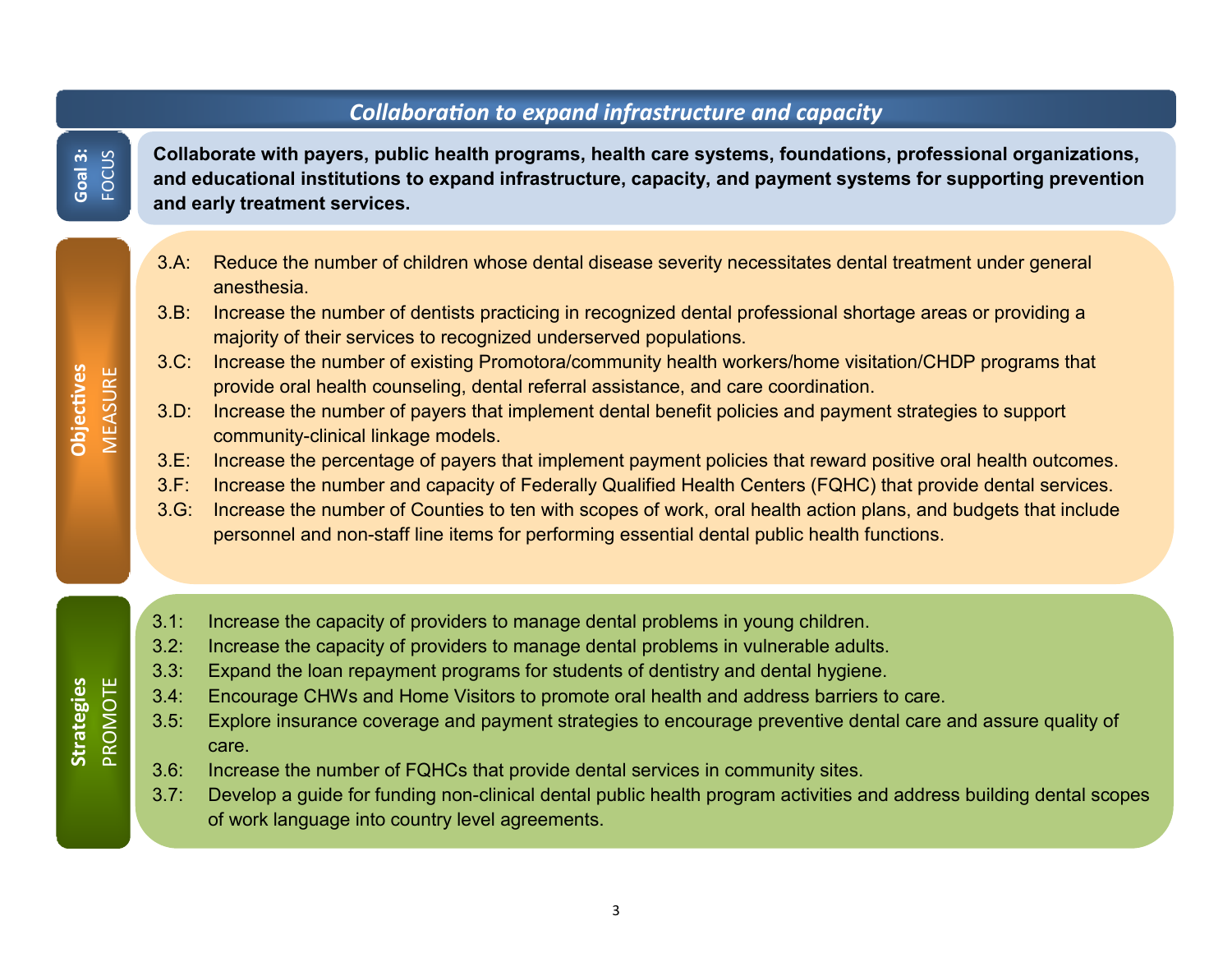## *Collaboration to expand infrastructure and capacity*

**Goal 3:** FOCUS

**Collaborate with payers, public health programs, health care systems, foundations, professional organizations, and educational institutions to expand infrastructure, capacity, and payment systems for supporting prevention and early treatment services.**

**Objectives** MEASURE

3.A: Reduce the number of children whose dental disease severity necessitates dental treatment under general anesthesia.

3.B: Increase the number of dentists practicing in recognized dental professional shortage areas or providing a majority of their services to recognized underserved populations.

3.C: Increase the number of existing Promotora/community health workers/home visitation/CHDP programs that provide oral health counseling, dental referral assistance, and care coordination.

3.D: Increase the number of payers that implement dental benefit policies and payment strategies to support community-clinical linkage models.

3.E: Increase the percentage of payers that implement payment policies that reward positive oral health outcomes.

3.F: Increase the number and capacity of Federally Qualified Health Centers (FQHC) that provide dental services.

3.G: Increase the number of Counties to ten with scopes of work, oral health action plans, and budgets that include personnel and non-staff line items for performing essential dental public health functions.

**Strategies** PROMOTE

3.1: Increase the capacity of providers to manage dental problems in young children.

3.2: Increase the capacity of providers to manage dental problems in vulnerable adults.

3.3: Expand the loan repayment programs for students of dentistry and dental hygiene.

3.4: Encourage CHWs and Home Visitors to promote oral health and address barriers to care.

3.5: Explore insurance coverage and payment strategies to encourage preventive dental care and assure quality of care.

3.6: Increase the number of FQHCs that provide dental services in community sites.

3.7: Develop a guide for funding non-clinical dental public health program activities and address building dental scopes of work language into country level agreements.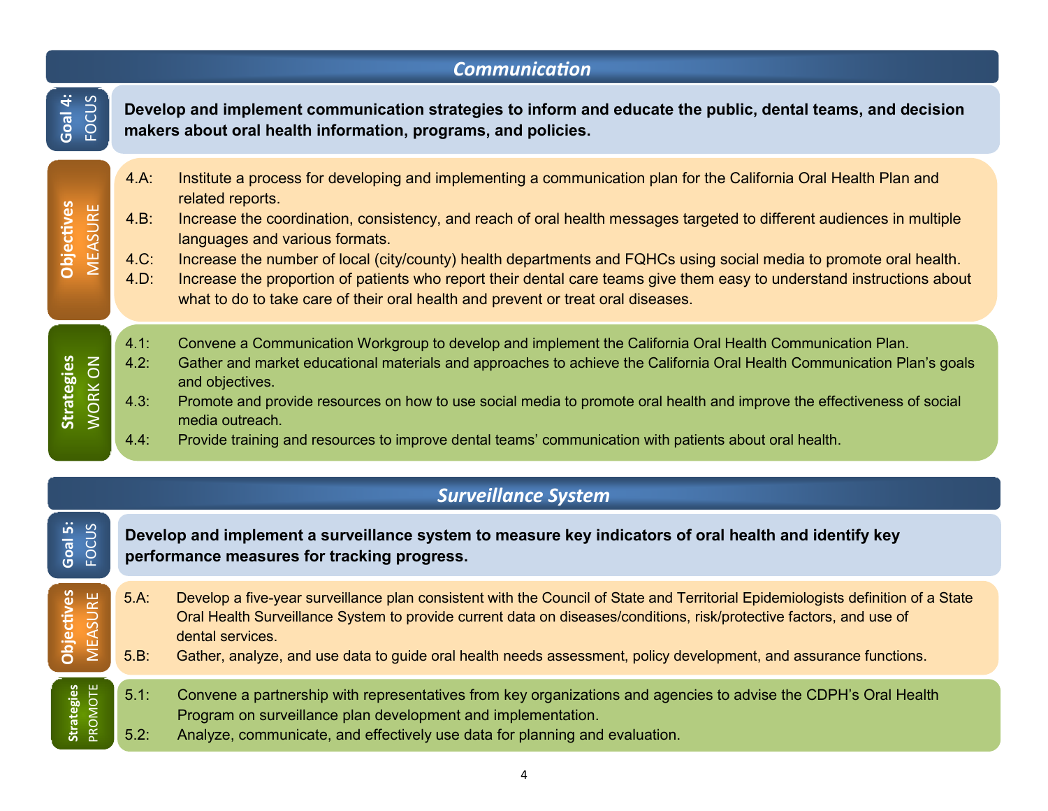## *Communication*

**Goal 4: FOCUS**

**Develop and implement communication strategies to inform and educate the public, dental teams, and decision makers about oral health information, programs, and policies.**

**Objectives MEASURE**

- 4.A: Institute a process for developing and implementing a communication plan for the California Oral Health Plan and related reports.
- 4.B: Increase the coordination, consistency, and reach of oral health messages targeted to different audiences in multiple languages and various formats.
- 4.C: Increase the number of local (city/county) health departments and FQHCs using social media to promote oral health.
- 4.D: Increase the proportion of patients who report their dental care teams give them easy to understand instructions about what to do to take care of their oral health and prevent or treat oral diseases.

**Strategies WORK ON**

- 4.1: Convene a Communication Workgroup to develop and implement the California Oral Health Communication Plan.
- 4.2: Gather and market educational materials and approaches to achieve the California Oral Health Communication Plan's goals and objectives.
- 4.3: Promote and provide resources on how to use social media to promote oral health and improve the effectiveness of social media outreach.
- 4.4: Provide training and resources to improve dental teams' communication with patients about oral health.

## *Surveillance System*

**Goal 5: FOCUS**

**Develop and implement a surveillance system to measure key indicators of oral health and identify key performance measures for tracking progress.**

**Objectives MEASURE**

- 5.A: Develop a five-year surveillance plan consistent with the Council of State and Territorial Epidemiologists definition of a State Oral Health Surveillance System to provide current data on diseases/conditions, risk/protective factors, and use of dental services.
- 5.B: Gather, analyze, and use data to guide oral health needs assessment, policy development, and assurance functions.

**Strategies PROMOTE**

- 5.1: Convene a partnership with representatives from key organizations and agencies to advise the CDPH's Oral Health Program on surveillance plan development and implementation.
- 5.2: Analyze, communicate, and effectively use data for planning and evaluation.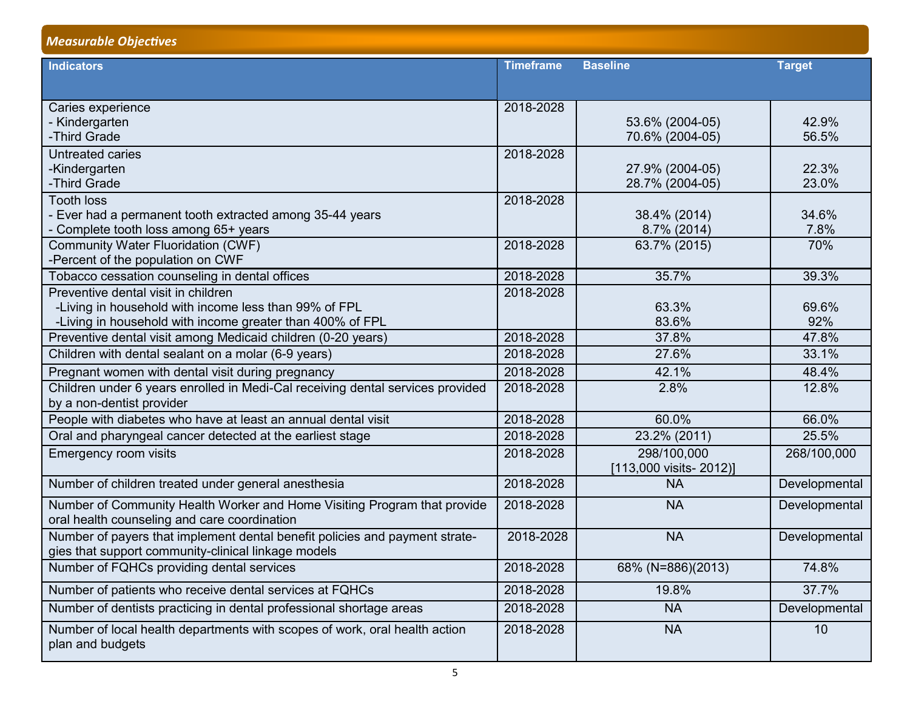## *Measurable Objectives*

| Indicators | Timeframe | Baseline | Target |
|---|---|---|---|
| Caries experience<br>- Kindergarten<br>-Third Grade | 2018-2028 | <br>53.6% (2004-05)<br>70.6% (2004-05) | <br>42.9%<br>56.5% |
| Untreated caries<br>-Kindergarten<br>-Third Grade | 2018-2028 | <br>27.9% (2004-05)<br>28.7% (2004-05) | <br>22.3%<br>23.0% |
| Tooth loss<br>- Ever had a permanent tooth extracted among 35-44 years<br>- Complete tooth loss among 65+ years | 2018-2028 | <br>38.4% (2014)<br>8.7% (2014) | <br>34.6%<br>7.8% |
| Community Water Fluoridation (CWF)<br>-Percent of the population on CWF | 2018-2028 | 63.7% (2015) | 70% |
| Tobacco cessation counseling in dental offices | 2018-2028 | 35.7% | 39.3% |
| Preventive dental visit in children<br>-Living in household with income less than 99% of FPL<br>-Living in household with income greater than 400% of FPL | 2018-2028 | <br>63.3%<br>83.6% | <br>69.6%<br>92% |
| Preventive dental visit among Medicaid children (0-20 years) | 2018-2028 | 37.8% | 47.8% |
| Children with dental sealant on a molar (6-9 years) | 2018-2028 | 27.6% | 33.1% |
| Pregnant women with dental visit during pregnancy | 2018-2028 | 42.1% | 48.4% |
| Children under 6 years enrolled in Medi-Cal receiving dental services provided by a non-dentist provider | 2018-2028 | 2.8% | 12.8% |
| People with diabetes who have at least an annual dental visit | 2018-2028 | 60.0% | 66.0% |
| Oral and pharyngeal cancer detected at the earliest stage | 2018-2028 | 23.2% (2011) | 25.5% |
| Emergency room visits | 2018-2028 | 298/100,000<br>[113,000 visits- 2012)] | 268/100,000 |
| Number of children treated under general anesthesia | 2018-2028 | NA | Developmental |
| Number of Community Health Worker and Home Visiting Program that provide oral health counseling and care coordination | 2018-2028 | NA | Developmental |
| Number of payers that implement dental benefit policies and payment strategies that support community-clinical linkage models | 2018-2028 | NA | Developmental |
| Number of FQHCs providing dental services | 2018-2028 | 68% (N=886)(2013) | 74.8% |
| Number of patients who receive dental services at FQHCs | 2018-2028 | 19.8% | 37.7% |
| Number of dentists practicing in dental professional shortage areas | 2018-2028 | NA | Developmental |
| Number of local health departments with scopes of work, oral health action plan and budgets | 2018-2028 | NA | 10 |